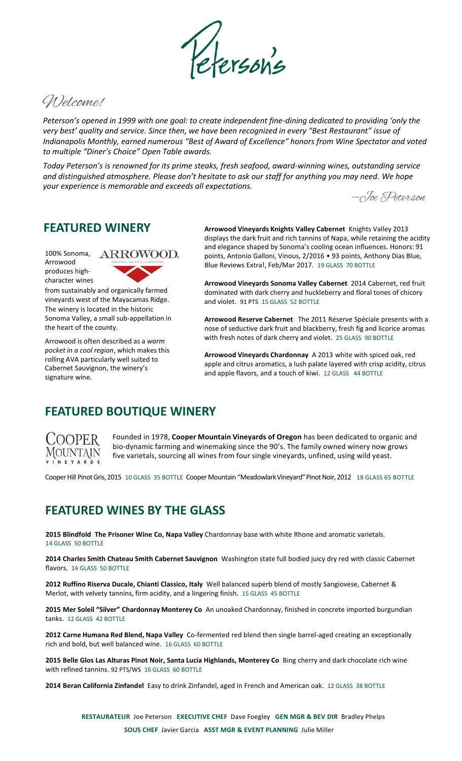# Peterson's

*Welcome!*

*Peterson's opened in 1999 with one goal: to create independent fine-dining dedicated to providing 'only the very best' quality and service. Since then, we have been recognized in every "Best Restaurant" issue of Indianapolis Monthly, earned numerous "Best of Award of Excellence" honors from Wine Spectator and voted to multiple "Diner's Choice" Open Table awards.*

*Today Peterson's is renowned for its prime steaks, fresh seafood, award-winning wines, outstanding service and distinguished atmosphere. Please don't hesitate to ask our staff for anything you may need. We hope your experience is memorable and exceeds all expectations.*

*—Joe Peterson*

## FEATURED WINERY

ARROWOOD. SONOMA | KNIGHTS | ALEXANDER

100% Sonoma, Arrowood produces high-character wines from sustainably and organically farmed vineyards west of the Mayacamas Ridge. The winery is located in the historic Sonoma Valley, a small sub-appellation in the heart of the county.

Arrowood is often described as a *warm pocket in a cool region*, which makes this rolling AVA particularly well suited to Cabernet Sauvignon, the winery's signature wine.

**Arrowood Vineyards Knights Valley Cabernet** Knights Valley 2013 displays the dark fruit and rich tannins of Napa, while retaining the acidity and elegance shaped by Sonoma's cooling ocean influences. Honors: 91 points, Antonio Galloni, Vinous, 2/2016 • 93 points, Anthony Dias Blue, Blue Reviews Extra!, Feb/Mar 2017. 19 GLASS 70 BOTTLE

**Arrowood Vineyards Sonoma Valley Cabernet** 2014 Cabernet, red fruit dominated with dark cherry and huckleberry and floral tones of chicory and violet. 91 PTS 15 GLASS 52 BOTTLE

**Arrowood Reserve Cabernet** The 2011 Réserve Spéciale presents with a nose of seductive dark fruit and blackberry, fresh fig and licorice aromas with fresh notes of dark cherry and violet. 25 GLASS 90 BOTTLE

**Arrowood Vineyards Chardonnay** A 2013 white with spiced oak, red apple and citrus aromatics, a lush palate layered with crisp acidity, citrus and apple flavors, and a touch of kiwi. 12 GLASS 44 BOTTLE

## FEATURED BOUTIQUE WINERY

COOPER MOUNTAIN VINEYARDS

Founded in 1978, **Cooper Mountain Vineyards of Oregon** has been dedicated to organic and bio-dynamic farming and winemaking since the 90's. The family owned winery now grows five varietals, sourcing all wines from four single vineyards, unfined, using wild yeast.

Cooper Hill Pinot Gris, 2015 10 GLASS 35 BOTTLE Cooper Mountain "Meadowlark Vineyard" Pinot Noir, 2012 18 GLASS 65 BOTTLE

## FEATURED WINES BY THE GLASS

**2015 Blindfold The Prisoner Wine Co, Napa Valley** Chardonnay base with white Rhone and aromatic varietals. 14 GLASS 50 BOTTLE

**2014 Charles Smith Chateau Smith Cabernet Sauvignon** Washington state full bodied juicy dry red with classic Cabernet flavors. 14 GLASS 50 BOTTLE

**2012 Ruffino Riserva Ducale, Chianti Classico, Italy** Well balanced superb blend of mostly Sangiovese, Cabernet & Merlot, with velvety tannins, firm acidity, and a lingering finish. 15 GLASS 45 BOTTLE

**2015 Mer Soleil "Silver" Chardonnay Monterey Co** An unoaked Chardonnay, finished in concrete imported burgundian tanks. 12 GLASS 42 BOTTLE

**2012 Carne Humana Red Blend, Napa Valley** Co-fermented red blend then single barrel-aged creating an exceptionally rich and bold, but well balanced wine. 16 GLASS 60 BOTTLE

**2015 Belle Glos Las Alturas Pinot Noir, Santa Lucia Highlands, Monterey Co** Bing cherry and dark chocolate rich wine with refined tannins. 92 PTS/WS 16 GLASS 60 BOTTLE

**2014 Beran California Zinfandel** Easy to drink Zinfandel, aged in French and American oak. 12 GLASS 38 BOTTLE

**RESTAURATEUR** Joe Peterson **EXECUTIVE CHEF** Dave Foegley **GEN MGR & BEV DIR** Bradley Phelps
**SOUS CHEF** Javier Garcia **ASST MGR & EVENT PLANNING** Julie Miller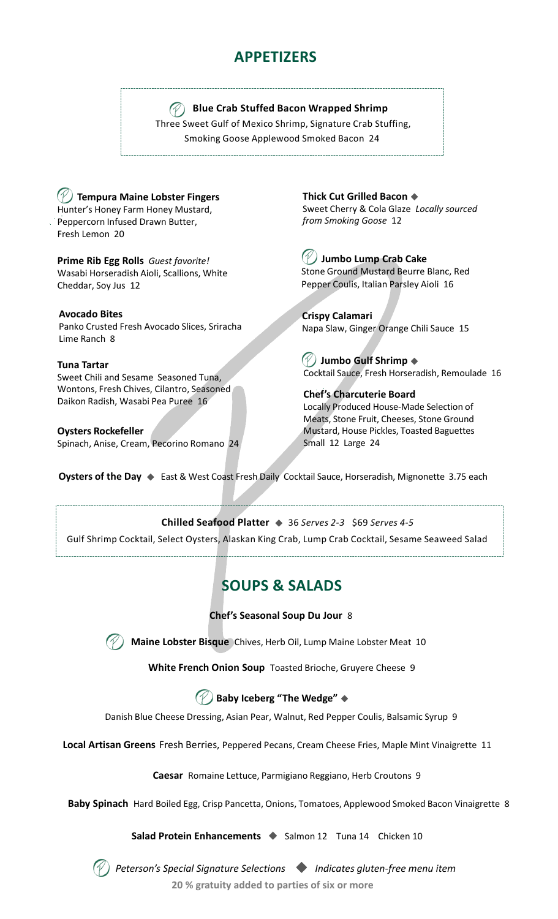## APPETIZERS

**Blue Crab Stuffed Bacon Wrapped Shrimp**
Three Sweet Gulf of Mexico Shrimp, Signature Crab Stuffing, Smoking Goose Applewood Smoked Bacon 24

**Tempura Maine Lobster Fingers**
Hunter's Honey Farm Honey Mustard, Peppercorn Infused Drawn Butter, Fresh Lemon 20

**Prime Rib Egg Rolls** *Guest favorite!*
Wasabi Horseradish Aioli, Scallions, White Cheddar, Soy Jus 12

**Avocado Bites**
Panko Crusted Fresh Avocado Slices, Sriracha Lime Ranch 8

**Tuna Tartar**
Sweet Chili and Sesame Seasoned Tuna, Wontons, Fresh Chives, Cilantro, Seasoned Daikon Radish, Wasabi Pea Puree 16

**Oysters Rockefeller**
Spinach, Anise, Cream, Pecorino Romano 24

**Thick Cut Grilled Bacon** ◆
Sweet Cherry & Cola Glaze *Locally sourced from Smoking Goose* 12

**Jumbo Lump Crab Cake**
Stone Ground Mustard Beurre Blanc, Red Pepper Coulis, Italian Parsley Aioli 16

**Crispy Calamari**
Napa Slaw, Ginger Orange Chili Sauce 15

**Jumbo Gulf Shrimp** ◆
Cocktail Sauce, Fresh Horseradish, Remoulade 16

**Chef's Charcuterie Board**
Locally Produced House-Made Selection of Meats, Stone Fruit, Cheeses, Stone Ground Mustard, House Pickles, Toasted Baguettes
Small 12 Large 24

**Oysters of the Day** ◆ East & West Coast Fresh Daily Cocktail Sauce, Horseradish, Mignonette 3.75 each

**Chilled Seafood Platter** ◆ 36 *Serves 2-3* $69 *Serves 4-5*
Gulf Shrimp Cocktail, Select Oysters, Alaskan King Crab, Lump Crab Cocktail, Sesame Seaweed Salad

## SOUPS & SALADS

**Chef's Seasonal Soup Du Jour** 8

**Maine Lobster Bisque** Chives, Herb Oil, Lump Maine Lobster Meat 10

**White French Onion Soup** Toasted Brioche, Gruyere Cheese 9

**Baby Iceberg "The Wedge"** ◆
Danish Blue Cheese Dressing, Asian Pear, Walnut, Red Pepper Coulis, Balsamic Syrup 9

**Local Artisan Greens** Fresh Berries, Peppered Pecans, Cream Cheese Fries, Maple Mint Vinaigrette 11

**Caesar** Romaine Lettuce, Parmigiano Reggiano, Herb Croutons 9

**Baby Spinach** Hard Boiled Egg, Crisp Pancetta, Onions, Tomatoes, Applewood Smoked Bacon Vinaigrette 8

**Salad Protein Enhancements** ◆ Salmon 12 Tuna 14 Chicken 10

*Peterson's Special Signature Selections* ◆ *Indicates gluten-free menu item*

**20 % gratuity added to parties of six or more**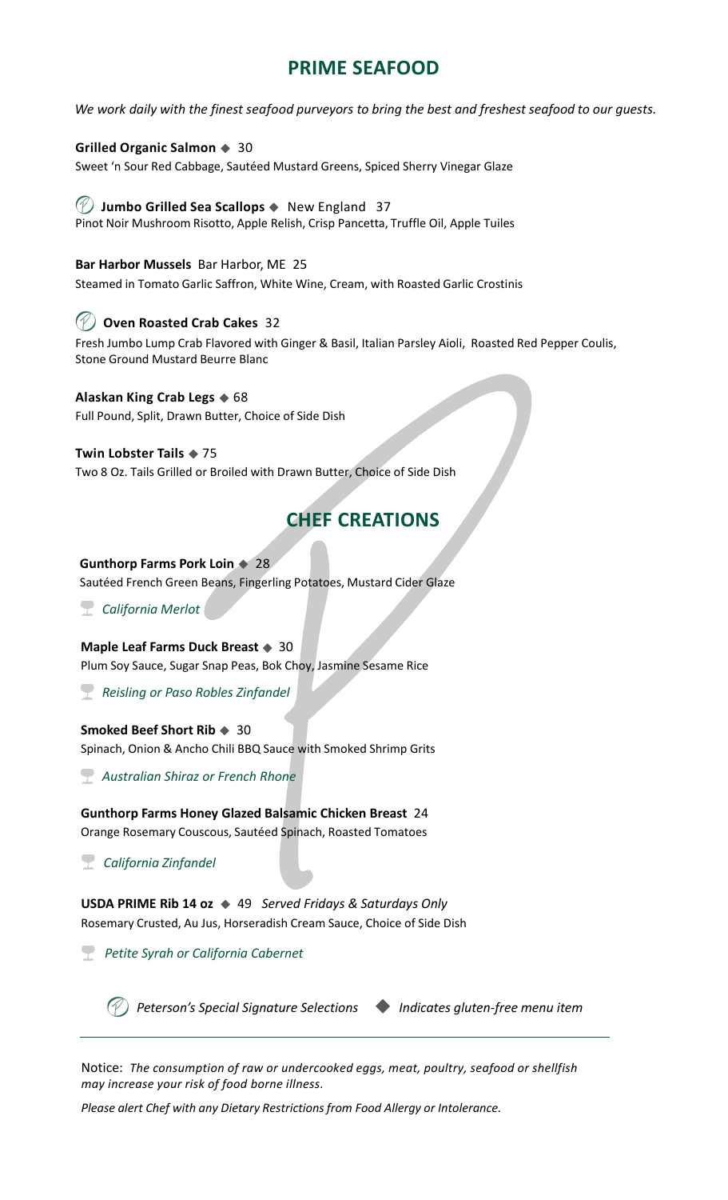## PRIME SEAFOOD

*We work daily with the finest seafood purveyors to bring the best and freshest seafood to our guests.*

**Grilled Organic Salmon** ◆ 30
Sweet 'n Sour Red Cabbage, Sautéed Mustard Greens, Spiced Sherry Vinegar Glaze

**Jumbo Grilled Sea Scallops** ◆ New England 37
Pinot Noir Mushroom Risotto, Apple Relish, Crisp Pancetta, Truffle Oil, Apple Tuiles

**Bar Harbor Mussels** Bar Harbor, ME 25
Steamed in Tomato Garlic Saffron, White Wine, Cream, with Roasted Garlic Crostinis

**Oven Roasted Crab Cakes** 32
Fresh Jumbo Lump Crab Flavored with Ginger & Basil, Italian Parsley Aioli, Roasted Red Pepper Coulis, Stone Ground Mustard Beurre Blanc

**Alaskan King Crab Legs** ◆ 68
Full Pound, Split, Drawn Butter, Choice of Side Dish

**Twin Lobster Tails** ◆ 75
Two 8 Oz. Tails Grilled or Broiled with Drawn Butter, Choice of Side Dish

## CHEF CREATIONS

**Gunthorp Farms Pork Loin** ◆ 28
Sautéed French Green Beans, Fingerling Potatoes, Mustard Cider Glaze

*California Merlot*

**Maple Leaf Farms Duck Breast** ◆ 30
Plum Soy Sauce, Sugar Snap Peas, Bok Choy, Jasmine Sesame Rice

*Reisling or Paso Robles Zinfandel*

**Smoked Beef Short Rib** ◆ 30
Spinach, Onion & Ancho Chili BBQ Sauce with Smoked Shrimp Grits

*Australian Shiraz or French Rhone*

**Gunthorp Farms Honey Glazed Balsamic Chicken Breast** 24
Orange Rosemary Couscous, Sautéed Spinach, Roasted Tomatoes

*California Zinfandel*

**USDA PRIME Rib 14 oz** ◆ 49 *Served Fridays & Saturdays Only*
Rosemary Crusted, Au Jus, Horseradish Cream Sauce, Choice of Side Dish

*Petite Syrah or California Cabernet*

*Peterson's Special Signature Selections* ◆ *Indicates gluten-free menu item*

---

Notice: *The consumption of raw or undercooked eggs, meat, poultry, seafood or shellfish may increase your risk of food borne illness.*

*Please alert Chef with any Dietary Restrictions from Food Allergy or Intolerance.*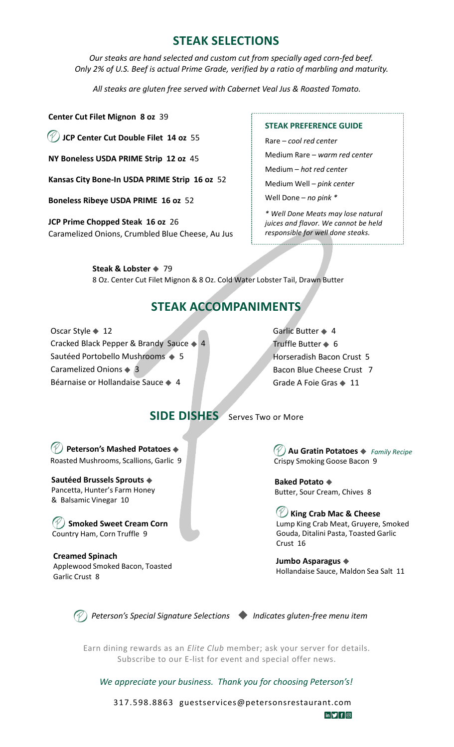## STEAK SELECTIONS

*Our steaks are hand selected and custom cut from specially aged corn-fed beef.*
*Only 2% of U.S. Beef is actual Prime Grade, verified by a ratio of marbling and maturity.*

*All steaks are gluten free served with Cabernet Veal Jus & Roasted Tomato.*

**Center Cut Filet Mignon 8 oz** 39

**JCP Center Cut Double Filet 14 oz** 55

**NY Boneless USDA PRIME Strip 12 oz** 45

**Kansas City Bone-In USDA PRIME Strip 16 oz** 52

**Boneless Ribeye USDA PRIME 16 oz** 52

**JCP Prime Chopped Steak 16 oz** 26
Caramelized Onions, Crumbled Blue Cheese, Au Jus

**STEAK PREFERENCE GUIDE**

Rare – *cool red center*
Medium Rare – *warm red center*
Medium – *hot red center*
Medium Well – *pink center*
Well Done – *no pink **

** Well Done Meats may lose natural juices and flavor. We cannot be held responsible for well done steaks.*

**Steak & Lobster** ◆ 79
8 Oz. Center Cut Filet Mignon & 8 Oz. Cold Water Lobster Tail, Drawn Butter

## STEAK ACCOMPANIMENTS

Oscar Style ◆ 12
Cracked Black Pepper & Brandy Sauce ◆ 4
Sautéed Portobello Mushrooms ◆ 5
Caramelized Onions ◆ 3
Béarnaise or Hollandaise Sauce ◆ 4

Garlic Butter ◆ 4
Truffle Butter ◆ 6
Horseradish Bacon Crust 5
Bacon Blue Cheese Crust 7
Grade A Foie Gras ◆ 11

## SIDE DISHES Serves Two or More

**Peterson's Mashed Potatoes** ◆
Roasted Mushrooms, Scallions, Garlic 9

**Sautéed Brussels Sprouts** ◆
Pancetta, Hunter's Farm Honey & Balsamic Vinegar 10

**Smoked Sweet Cream Corn**
Country Ham, Corn Truffle 9

**Creamed Spinach**
Applewood Smoked Bacon, Toasted Garlic Crust 8

**Au Gratin Potatoes** ◆ *Family Recipe*
Crispy Smoking Goose Bacon 9

**Baked Potato** ◆
Butter, Sour Cream, Chives 8

**King Crab Mac & Cheese**
Lump King Crab Meat, Gruyere, Smoked Gouda, Ditalini Pasta, Toasted Garlic Crust 16

**Jumbo Asparagus** ◆
Hollandaise Sauce, Maldon Sea Salt 11

*Peterson's Special Signature Selections* ◆ *Indicates gluten-free menu item*

Earn dining rewards as an *Elite Club* member; ask your server for details.
Subscribe to our E-list for event and special offer news.

*We appreciate your business. Thank you for choosing Peterson's!*

317.598.8863 guestservices@petersonsrestaurant.com